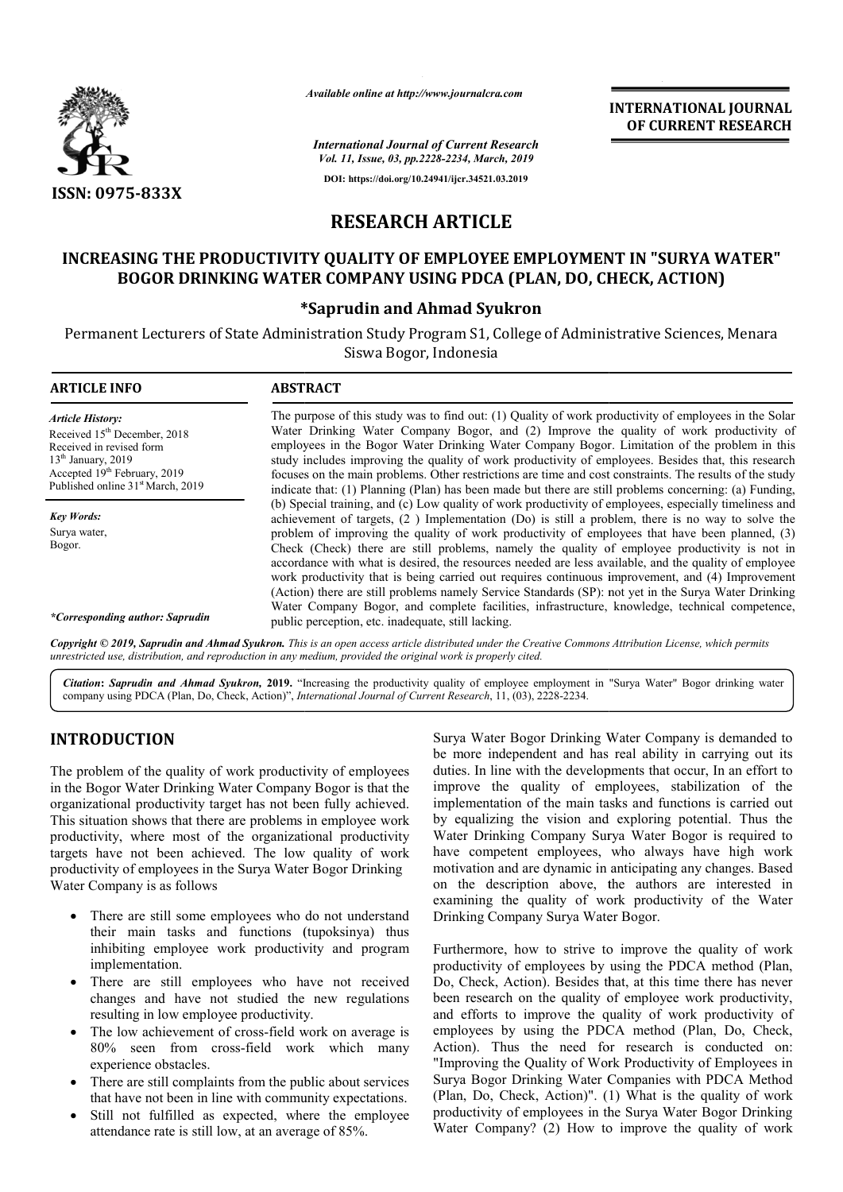# RESEARCH ARTICLE

# INCREASING THE PRODUCTIVITY QUALITY OF EMPLOYEE EMPLOYMENT IN "SURYA WATER" BOGOR DRINKING WATER COMPANY USING PDCA (PLAN, DO, CHECK, ACTION)

**\*Saprudin and Ahmad Syukron**

Permanent Lecturers of State Administration Study Program S1, College of Administrative Sciences, Menara Siswa Bogor, Indonesia

## ARTICLE INFO

*Article History:*
Received 15th December, 2018
Received in revised form 13th January, 2019
Accepted 19th February, 2019
Published online 31st March, 2019

*Key Words:*
Surya water,
Bogor.

*\*Corresponding author: Saprudin*

## ABSTRACT

The purpose of this study was to find out: (1) Quality of work productivity of employees in the Solar Water Drinking Water Company Bogor, and (2) Improve the quality of work productivity of employees in the Bogor Water Drinking Water Company Bogor. Limitation of the problem in this study includes improving the quality of work productivity of employees. Besides that, this research focuses on the main problems. Other restrictions are time and cost constraints. The results of the study indicate that: (1) Planning (Plan) has been made but there are still problems concerning: (a) Funding, (b) Special training, and (c) Low quality of work productivity of employees, especially timeliness and achievement of targets, (2 ) Implementation (Do) is still a problem, there is no way to solve the problem of improving the quality of work productivity of employees that have been planned, (3) Check (Check) there are still problems, namely the quality of employee productivity is not in accordance with what is desired, the resources needed are less available, and the quality of employee work productivity that is being carried out requires continuous improvement, and (4) Improvement (Action) there are still problems namely Service Standards (SP): not yet in the Surya Water Drinking Water Company Bogor, and complete facilities, infrastructure, knowledge, technical competence, public perception, etc. inadequate, still lacking.

*Copyright © 2019, Saprudin and Ahmad Syukron. This is an open access article distributed under the Creative Commons Attribution License, which permits unrestricted use, distribution, and reproduction in any medium, provided the original work is properly cited.*

***Citation:** Saprudin and Ahmad Syukron,* **2019.** "Increasing the productivity quality of employee employment in "Surya Water" Bogor drinking water company using PDCA (Plan, Do, Check, Action)", *International Journal of Current Research*, 11, (03), 2228-2234.

## INTRODUCTION

The problem of the quality of work productivity of employees in the Bogor Water Drinking Water Company Bogor is that the organizational productivity target has not been fully achieved. This situation shows that there are problems in employee work productivity, where most of the organizational productivity targets have not been achieved. The low quality of work productivity of employees in the Surya Water Bogor Drinking Water Company is as follows

- There are still some employees who do not understand their main tasks and functions (tupoksinya) thus inhibiting employee work productivity and program implementation.
- There are still employees who have not received changes and have not studied the new regulations resulting in low employee productivity.
- The low achievement of cross-field work on average is 80% seen from cross-field work which many experience obstacles.
- There are still complaints from the public about services that have not been in line with community expectations.
- Still not fulfilled as expected, where the employee attendance rate is still low, at an average of 85%.

Surya Water Bogor Drinking Water Company is demanded to be more independent and has real ability in carrying out its duties. In line with the developments that occur, In an effort to improve the quality of employees, stabilization of the implementation of the main tasks and functions is carried out by equalizing the vision and exploring potential. Thus the Water Drinking Company Surya Water Bogor is required to have competent employees, who always have high work motivation and are dynamic in anticipating any changes. Based on the description above, the authors are interested in examining the quality of work productivity of the Water Drinking Company Surya Water Bogor.

Furthermore, how to strive to improve the quality of work productivity of employees by using the PDCA method (Plan, Do, Check, Action). Besides that, at this time there has never been research on the quality of employee work productivity, and efforts to improve the quality of work productivity of employees by using the PDCA method (Plan, Do, Check, Action). Thus the need for research is conducted on: "Improving the Quality of Work Productivity of Employees in Surya Bogor Drinking Water Companies with PDCA Method (Plan, Do, Check, Action)". (1) What is the quality of work productivity of employees in the Surya Water Bogor Drinking Water Company? (2) How to improve the quality of work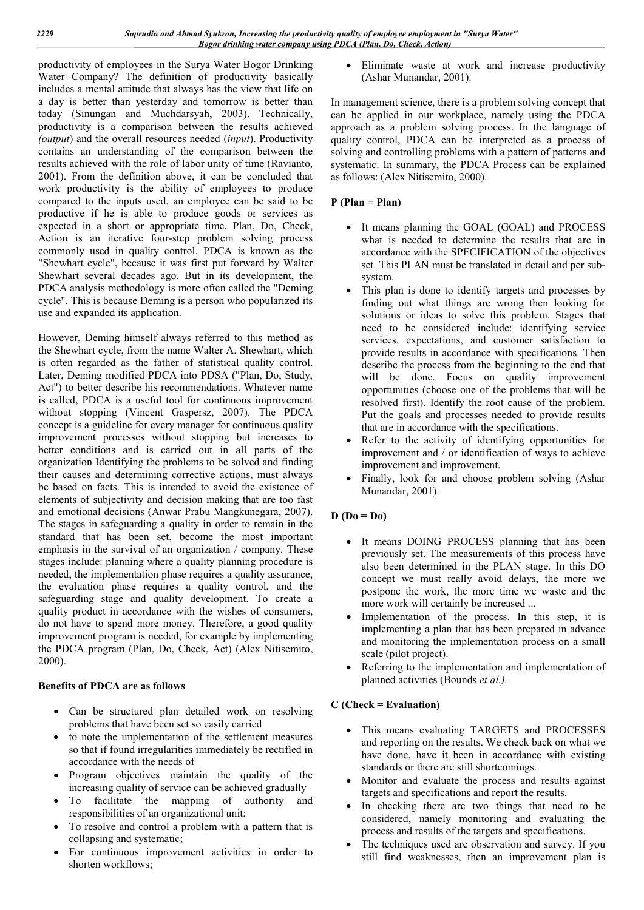productivity of employees in the Surya Water Bogor Drinking Water Company? The definition of productivity basically includes a mental attitude that always has the view that life on a day is better than yesterday and tomorrow is better than today (Sinungan and Muchdarsyah, 2003). Technically, productivity is a comparison between the results achieved *(output*) and the overall resources needed (*input*). Productivity contains an understanding of the comparison between the results achieved with the role of labor unity of time (Ravianto, 2001). From the definition above, it can be concluded that work productivity is the ability of employees to produce compared to the inputs used, an employee can be said to be productive if he is able to produce goods or services as expected in a short or appropriate time. Plan, Do, Check, Action is an iterative four-step problem solving process commonly used in quality control. PDCA is known as the "Shewhart cycle", because it was first put forward by Walter Shewhart several decades ago. But in its development, the PDCA analysis methodology is more often called the "Deming cycle". This is because Deming is a person who popularized its use and expanded its application.

However, Deming himself always referred to this method as the Shewhart cycle, from the name Walter A. Shewhart, which is often regarded as the father of statistical quality control. Later, Deming modified PDCA into PDSA ("Plan, Do, Study, Act") to better describe his recommendations. Whatever name is called, PDCA is a useful tool for continuous improvement without stopping (Vincent Gaspersz, 2007). The PDCA concept is a guideline for every manager for continuous quality improvement processes without stopping but increases to better conditions and is carried out in all parts of the organization Identifying the problems to be solved and finding their causes and determining corrective actions, must always be based on facts. This is intended to avoid the existence of elements of subjectivity and decision making that are too fast and emotional decisions (Anwar Prabu Mangkunegara, 2007). The stages in safeguarding a quality in order to remain in the standard that has been set, become the most important emphasis in the survival of an organization / company. These stages include: planning where a quality planning procedure is needed, the implementation phase requires a quality assurance, the evaluation phase requires a quality control, and the safeguarding stage and quality development. To create a quality product in accordance with the wishes of consumers, do not have to spend more money. Therefore, a good quality improvement program is needed, for example by implementing the PDCA program (Plan, Do, Check, Act) (Alex Nitisemito, 2000).

**Benefits of PDCA are as follows**

- Can be structured plan detailed work on resolving problems that have been set so easily carried
- to note the implementation of the settlement measures so that if found irregularities immediately be rectified in accordance with the needs of
- Program objectives maintain the quality of the increasing quality of service can be achieved gradually
- To facilitate the mapping of authority and responsibilities of an organizational unit;
- To resolve and control a problem with a pattern that is collapsing and systematic;
- For continuous improvement activities in order to shorten workflows;
- Eliminate waste at work and increase productivity (Ashar Munandar, 2001).

In management science, there is a problem solving concept that can be applied in our workplace, namely using the PDCA approach as a problem solving process. In the language of quality control, PDCA can be interpreted as a process of solving and controlling problems with a pattern of patterns and systematic. In summary, the PDCA Process can be explained as follows: (Alex Nitisemito, 2000).

**P (Plan = Plan)**

- It means planning the GOAL (GOAL) and PROCESS what is needed to determine the results that are in accordance with the SPECIFICATION of the objectives set. This PLAN must be translated in detail and per sub-system.
- This plan is done to identify targets and processes by finding out what things are wrong then looking for solutions or ideas to solve this problem. Stages that need to be considered include: identifying service services, expectations, and customer satisfaction to provide results in accordance with specifications. Then describe the process from the beginning to the end that will be done. Focus on quality improvement opportunities (choose one of the problems that will be resolved first). Identify the root cause of the problem. Put the goals and processes needed to provide results that are in accordance with the specifications.
- Refer to the activity of identifying opportunities for improvement and / or identification of ways to achieve improvement and improvement.
- Finally, look for and choose problem solving (Ashar Munandar, 2001).

**D (Do = Do)**

- It means DOING PROCESS planning that has been previously set. The measurements of this process have also been determined in the PLAN stage. In this DO concept we must really avoid delays, the more we postpone the work, the more time we waste and the more work will certainly be increased ...
- Implementation of the process. In this step, it is implementing a plan that has been prepared in advance and monitoring the implementation process on a small scale (pilot project).
- Referring to the implementation and implementation of planned activities (Bounds *et al.).*

**C (Check = Evaluation)**

- This means evaluating TARGETS and PROCESSES and reporting on the results. We check back on what we have done, have it been in accordance with existing standards or there are still shortcomings.
- Monitor and evaluate the process and results against targets and specifications and report the results.
- In checking there are two things that need to be considered, namely monitoring and evaluating the process and results of the targets and specifications.
- The techniques used are observation and survey. If you still find weaknesses, then an improvement plan is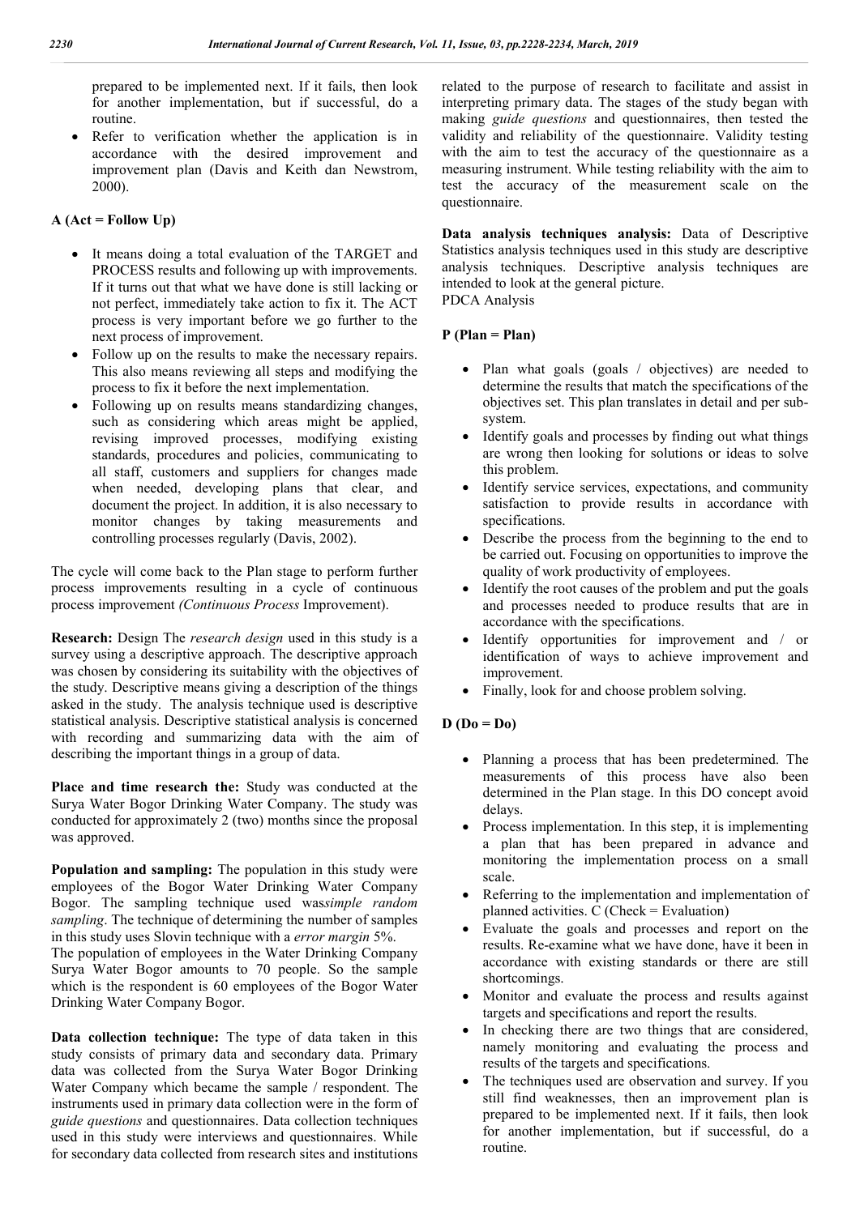prepared to be implemented next. If it fails, then look for another implementation, but if successful, do a routine.

- Refer to verification whether the application is in accordance with the desired improvement and improvement plan (Davis and Keith dan Newstrom, 2000).

**A (Act = Follow Up)**

- It means doing a total evaluation of the TARGET and PROCESS results and following up with improvements. If it turns out that what we have done is still lacking or not perfect, immediately take action to fix it. The ACT process is very important before we go further to the next process of improvement.
- Follow up on the results to make the necessary repairs. This also means reviewing all steps and modifying the process to fix it before the next implementation.
- Following up on results means standardizing changes, such as considering which areas might be applied, revising improved processes, modifying existing standards, procedures and policies, communicating to all staff, customers and suppliers for changes made when needed, developing plans that clear, and document the project. In addition, it is also necessary to monitor changes by taking measurements and controlling processes regularly (Davis, 2002).

The cycle will come back to the Plan stage to perform further process improvements resulting in a cycle of continuous process improvement *(Continuous Process* Improvement).

**Research:** Design The *research design* used in this study is a survey using a descriptive approach. The descriptive approach was chosen by considering its suitability with the objectives of the study. Descriptive means giving a description of the things asked in the study. The analysis technique used is descriptive statistical analysis. Descriptive statistical analysis is concerned with recording and summarizing data with the aim of describing the important things in a group of data.

**Place and time research the:** Study was conducted at the Surya Water Bogor Drinking Water Company. The study was conducted for approximately 2 (two) months since the proposal was approved.

**Population and sampling:** The population in this study were employees of the Bogor Water Drinking Water Company Bogor. The sampling technique used was*simple random sampling*. The technique of determining the number of samples in this study uses Slovin technique with a *error margin* 5%.
The population of employees in the Water Drinking Company Surya Water Bogor amounts to 70 people. So the sample which is the respondent is 60 employees of the Bogor Water Drinking Water Company Bogor.

**Data collection technique:** The type of data taken in this study consists of primary data and secondary data. Primary data was collected from the Surya Water Bogor Drinking Water Company which became the sample / respondent. The instruments used in primary data collection were in the form of *guide questions* and questionnaires. Data collection techniques used in this study were interviews and questionnaires. While for secondary data collected from research sites and institutions related to the purpose of research to facilitate and assist in interpreting primary data. The stages of the study began with making *guide questions* and questionnaires, then tested the validity and reliability of the questionnaire. Validity testing with the aim to test the accuracy of the questionnaire as a measuring instrument. While testing reliability with the aim to test the accuracy of the measurement scale on the questionnaire.

**Data analysis techniques analysis:** Data of Descriptive Statistics analysis techniques used in this study are descriptive analysis techniques. Descriptive analysis techniques are intended to look at the general picture.
PDCA Analysis

**P (Plan = Plan)**

- Plan what goals (goals / objectives) are needed to determine the results that match the specifications of the objectives set. This plan translates in detail and per sub-system.
- Identify goals and processes by finding out what things are wrong then looking for solutions or ideas to solve this problem.
- Identify service services, expectations, and community satisfaction to provide results in accordance with specifications.
- Describe the process from the beginning to the end to be carried out. Focusing on opportunities to improve the quality of work productivity of employees.
- Identify the root causes of the problem and put the goals and processes needed to produce results that are in accordance with the specifications.
- Identify opportunities for improvement and / or identification of ways to achieve improvement and improvement.
- Finally, look for and choose problem solving.

**D (Do = Do)**

- Planning a process that has been predetermined. The measurements of this process have also been determined in the Plan stage. In this DO concept avoid delays.
- Process implementation. In this step, it is implementing a plan that has been prepared in advance and monitoring the implementation process on a small scale.
- Referring to the implementation and implementation of planned activities. C (Check = Evaluation)
- Evaluate the goals and processes and report on the results. Re-examine what we have done, have it been in accordance with existing standards or there are still shortcomings.
- Monitor and evaluate the process and results against targets and specifications and report the results.
- In checking there are two things that are considered, namely monitoring and evaluating the process and results of the targets and specifications.
- The techniques used are observation and survey. If you still find weaknesses, then an improvement plan is prepared to be implemented next. If it fails, then look for another implementation, but if successful, do a routine.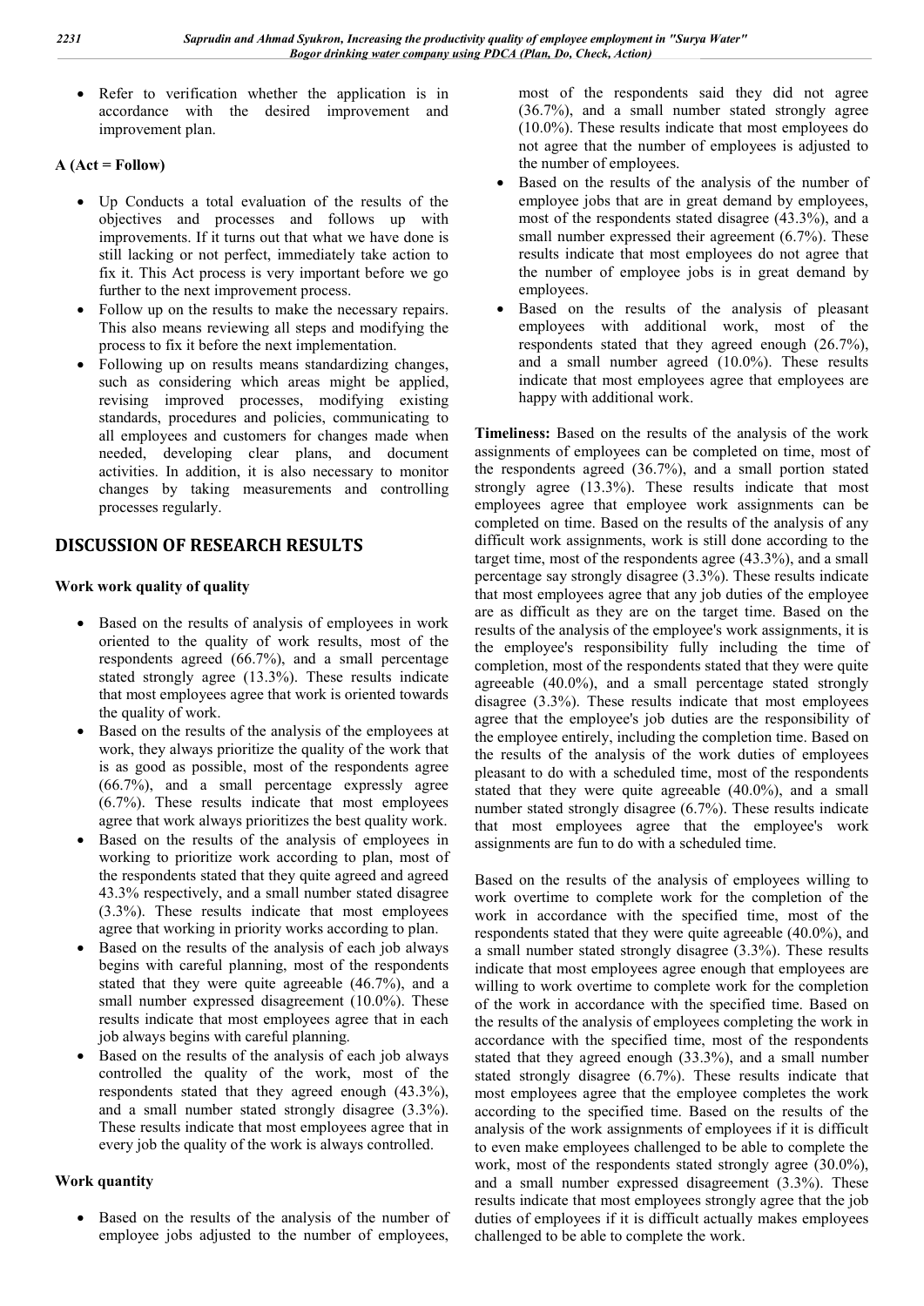- Refer to verification whether the application is in accordance with the desired improvement and improvement plan.

**A (Act = Follow)**

- Up Conducts a total evaluation of the results of the objectives and processes and follows up with improvements. If it turns out that what we have done is still lacking or not perfect, immediately take action to fix it. This Act process is very important before we go further to the next improvement process.
- Follow up on the results to make the necessary repairs. This also means reviewing all steps and modifying the process to fix it before the next implementation.
- Following up on results means standardizing changes, such as considering which areas might be applied, revising improved processes, modifying existing standards, procedures and policies, communicating to all employees and customers for changes made when needed, developing clear plans, and document activities. In addition, it is also necessary to monitor changes by taking measurements and controlling processes regularly.

## DISCUSSION OF RESEARCH RESULTS

**Work work quality of quality**

- Based on the results of analysis of employees in work oriented to the quality of work results, most of the respondents agreed (66.7%), and a small percentage stated strongly agree (13.3%). These results indicate that most employees agree that work is oriented towards the quality of work.
- Based on the results of the analysis of the employees at work, they always prioritize the quality of the work that is as good as possible, most of the respondents agree (66.7%), and a small percentage expressly agree (6.7%). These results indicate that most employees agree that work always prioritizes the best quality work.
- Based on the results of the analysis of employees in working to prioritize work according to plan, most of the respondents stated that they quite agreed and agreed 43.3% respectively, and a small number stated disagree (3.3%). These results indicate that most employees agree that working in priority works according to plan.
- Based on the results of the analysis of each job always begins with careful planning, most of the respondents stated that they were quite agreeable (46.7%), and a small number expressed disagreement (10.0%). These results indicate that most employees agree that in each job always begins with careful planning.
- Based on the results of the analysis of each job always controlled the quality of the work, most of the respondents stated that they agreed enough (43.3%), and a small number stated strongly disagree (3.3%). These results indicate that most employees agree that in every job the quality of the work is always controlled.

**Work quantity**

- Based on the results of the analysis of the number of employee jobs adjusted to the number of employees, most of the respondents said they did not agree (36.7%), and a small number stated strongly agree (10.0%). These results indicate that most employees do not agree that the number of employees is adjusted to the number of employees.
- Based on the results of the analysis of the number of employee jobs that are in great demand by employees, most of the respondents stated disagree (43.3%), and a small number expressed their agreement (6.7%). These results indicate that most employees do not agree that the number of employee jobs is in great demand by employees.
- Based on the results of the analysis of pleasant employees with additional work, most of the respondents stated that they agreed enough (26.7%), and a small number agreed (10.0%). These results indicate that most employees agree that employees are happy with additional work.

**Timeliness:** Based on the results of the analysis of the work assignments of employees can be completed on time, most of the respondents agreed (36.7%), and a small portion stated strongly agree (13.3%). These results indicate that most employees agree that employee work assignments can be completed on time. Based on the results of the analysis of any difficult work assignments, work is still done according to the target time, most of the respondents agree (43.3%), and a small percentage say strongly disagree (3.3%). These results indicate that most employees agree that any job duties of the employee are as difficult as they are on the target time. Based on the results of the analysis of the employee's work assignments, it is the employee's responsibility fully including the time of completion, most of the respondents stated that they were quite agreeable (40.0%), and a small percentage stated strongly disagree (3.3%). These results indicate that most employees agree that the employee's job duties are the responsibility of the employee entirely, including the completion time. Based on the results of the analysis of the work duties of employees pleasant to do with a scheduled time, most of the respondents stated that they were quite agreeable (40.0%), and a small number stated strongly disagree (6.7%). These results indicate that most employees agree that the employee's work assignments are fun to do with a scheduled time.

Based on the results of the analysis of employees willing to work overtime to complete work for the completion of the work in accordance with the specified time, most of the respondents stated that they were quite agreeable (40.0%), and a small number stated strongly disagree (3.3%). These results indicate that most employees agree enough that employees are willing to work overtime to complete work for the completion of the work in accordance with the specified time. Based on the results of the analysis of employees completing the work in accordance with the specified time, most of the respondents stated that they agreed enough (33.3%), and a small number stated strongly disagree (6.7%). These results indicate that most employees agree that the employee completes the work according to the specified time. Based on the results of the analysis of the work assignments of employees if it is difficult to even make employees challenged to be able to complete the work, most of the respondents stated strongly agree (30.0%), and a small number expressed disagreement (3.3%). These results indicate that most employees strongly agree that the job duties of employees if it is difficult actually makes employees challenged to be able to complete the work.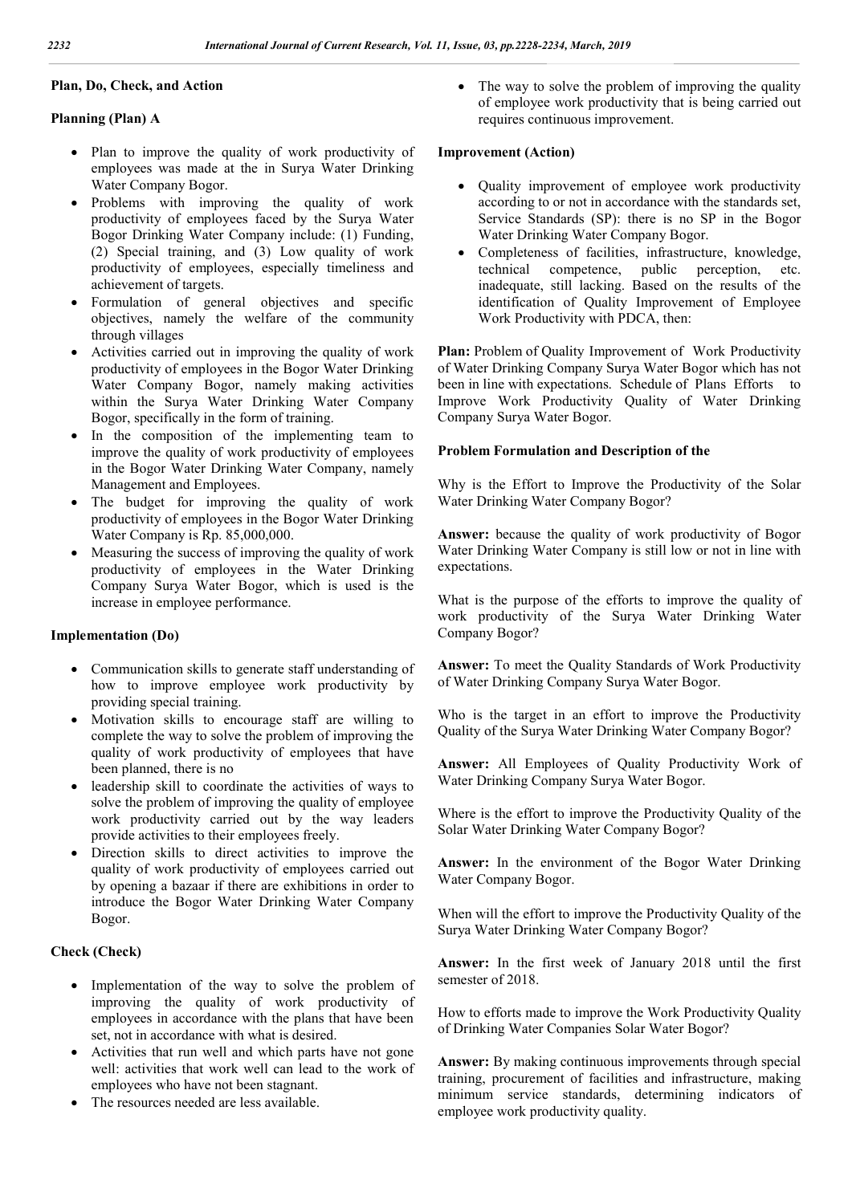## Plan, Do, Check, and Action

### Planning (Plan) A

- Plan to improve the quality of work productivity of employees was made at the in Surya Water Drinking Water Company Bogor.
- Problems with improving the quality of work productivity of employees faced by the Surya Water Bogor Drinking Water Company include: (1) Funding, (2) Special training, and (3) Low quality of work productivity of employees, especially timeliness and achievement of targets.
- Formulation of general objectives and specific objectives, namely the welfare of the community through villages
- Activities carried out in improving the quality of work productivity of employees in the Bogor Water Drinking Water Company Bogor, namely making activities within the Surya Water Drinking Water Company Bogor, specifically in the form of training.
- In the composition of the implementing team to improve the quality of work productivity of employees in the Bogor Water Drinking Water Company, namely Management and Employees.
- The budget for improving the quality of work productivity of employees in the Bogor Water Drinking Water Company is Rp. 85,000,000.
- Measuring the success of improving the quality of work productivity of employees in the Water Drinking Company Surya Water Bogor, which is used is the increase in employee performance.

### Implementation (Do)

- Communication skills to generate staff understanding of how to improve employee work productivity by providing special training.
- Motivation skills to encourage staff are willing to complete the way to solve the problem of improving the quality of work productivity of employees that have been planned, there is no
- leadership skill to coordinate the activities of ways to solve the problem of improving the quality of employee work productivity carried out by the way leaders provide activities to their employees freely.
- Direction skills to direct activities to improve the quality of work productivity of employees carried out by opening a bazaar if there are exhibitions in order to introduce the Bogor Water Drinking Water Company Bogor.

### Check (Check)

- Implementation of the way to solve the problem of improving the quality of work productivity of employees in accordance with the plans that have been set, not in accordance with what is desired.
- Activities that run well and which parts have not gone well: activities that work well can lead to the work of employees who have not been stagnant.
- The resources needed are less available.
- The way to solve the problem of improving the quality of employee work productivity that is being carried out requires continuous improvement.

### Improvement (Action)

- Quality improvement of employee work productivity according to or not in accordance with the standards set, Service Standards (SP): there is no SP in the Bogor Water Drinking Water Company Bogor.
- Completeness of facilities, infrastructure, knowledge, technical competence, public perception, etc. inadequate, still lacking. Based on the results of the identification of Quality Improvement of Employee Work Productivity with PDCA, then:

**Plan:** Problem of Quality Improvement of Work Productivity of Water Drinking Company Surya Water Bogor which has not been in line with expectations. Schedule of Plans Efforts to Improve Work Productivity Quality of Water Drinking Company Surya Water Bogor.

### Problem Formulation and Description of the

Why is the Effort to Improve the Productivity of the Solar Water Drinking Water Company Bogor?

**Answer:** because the quality of work productivity of Bogor Water Drinking Water Company is still low or not in line with expectations.

What is the purpose of the efforts to improve the quality of work productivity of the Surya Water Drinking Water Company Bogor?

**Answer:** To meet the Quality Standards of Work Productivity of Water Drinking Company Surya Water Bogor.

Who is the target in an effort to improve the Productivity Quality of the Surya Water Drinking Water Company Bogor?

**Answer:** All Employees of Quality Productivity Work of Water Drinking Company Surya Water Bogor.

Where is the effort to improve the Productivity Quality of the Solar Water Drinking Water Company Bogor?

**Answer:** In the environment of the Bogor Water Drinking Water Company Bogor.

When will the effort to improve the Productivity Quality of the Surya Water Drinking Water Company Bogor?

**Answer:** In the first week of January 2018 until the first semester of 2018.

How to efforts made to improve the Work Productivity Quality of Drinking Water Companies Solar Water Bogor?

**Answer:** By making continuous improvements through special training, procurement of facilities and infrastructure, making minimum service standards, determining indicators of employee work productivity quality.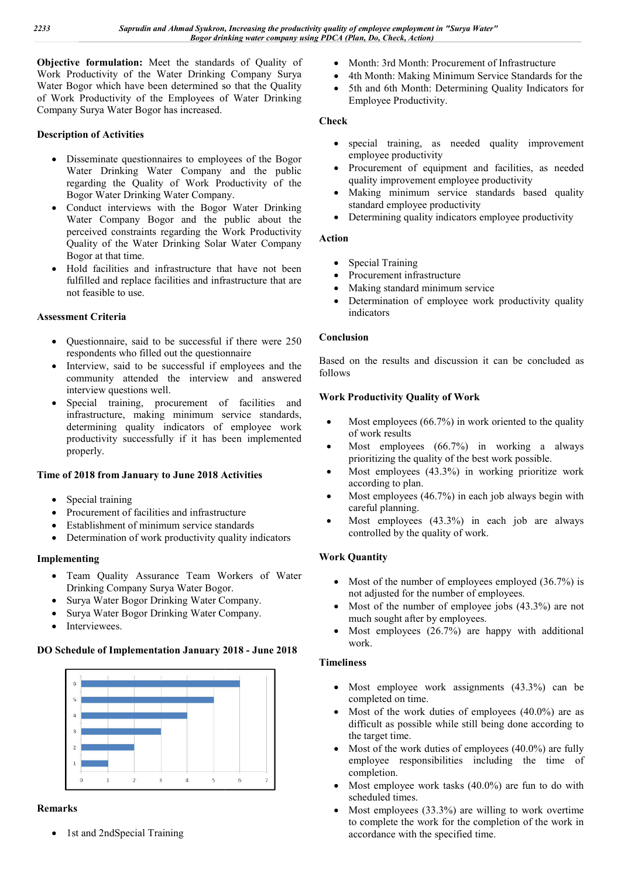**Objective formulation:** Meet the standards of Quality of Work Productivity of the Water Drinking Company Surya Water Bogor which have been determined so that the Quality of Work Productivity of the Employees of Water Drinking Company Surya Water Bogor has increased.

**Description of Activities**

- Disseminate questionnaires to employees of the Bogor Water Drinking Water Company and the public regarding the Quality of Work Productivity of the Bogor Water Drinking Water Company.
- Conduct interviews with the Bogor Water Drinking Water Company Bogor and the public about the perceived constraints regarding the Work Productivity Quality of the Water Drinking Solar Water Company Bogor at that time.
- Hold facilities and infrastructure that have not been fulfilled and replace facilities and infrastructure that are not feasible to use.

**Assessment Criteria**

- Questionnaire, said to be successful if there were 250 respondents who filled out the questionnaire
- Interview, said to be successful if employees and the community attended the interview and answered interview questions well.
- Special training, procurement of facilities and infrastructure, making minimum service standards, determining quality indicators of employee work productivity successfully if it has been implemented properly.

**Time of 2018 from January to June 2018 Activities**

- Special training
- Procurement of facilities and infrastructure
- Establishment of minimum service standards
- Determination of work productivity quality indicators

**Implementing**

- Team Quality Assurance Team Workers of Water Drinking Company Surya Water Bogor.
- Surya Water Bogor Drinking Water Company.
- Surya Water Bogor Drinking Water Company.
- Interviewees.

**DO Schedule of Implementation January 2018 - June 2018**

| Item | Value |
|---|---|
| 1 | 1 |
| 2 | 2 |
| 3 | 3 |
| 4 | 4 |
| 5 | 5 |
| 6 | 6 |

**Remarks**

- 1st and 2ndSpecial Training
- Month: 3rd Month: Procurement of Infrastructure
- 4th Month: Making Minimum Service Standards for the
- 5th and 6th Month: Determining Quality Indicators for Employee Productivity.

**Check**

- special training, as needed quality improvement employee productivity
- Procurement of equipment and facilities, as needed quality improvement employee productivity
- Making minimum service standards based quality standard employee productivity
- Determining quality indicators employee productivity

**Action**

- Special Training
- Procurement infrastructure
- Making standard minimum service
- Determination of employee work productivity quality indicators

**Conclusion**

Based on the results and discussion it can be concluded as follows

**Work Productivity Quality of Work**

- Most employees (66.7%) in work oriented to the quality of work results
- Most employees (66.7%) in working a always prioritizing the quality of the best work possible.
- Most employees (43.3%) in working prioritize work according to plan.
- Most employees (46.7%) in each job always begin with careful planning.
- Most employees (43.3%) in each job are always controlled by the quality of work.

**Work Quantity**

- Most of the number of employees employed (36.7%) is not adjusted for the number of employees.
- Most of the number of employee jobs (43.3%) are not much sought after by employees.
- Most employees (26.7%) are happy with additional work.

**Timeliness**

- Most employee work assignments (43.3%) can be completed on time.
- Most of the work duties of employees (40.0%) are as difficult as possible while still being done according to the target time.
- Most of the work duties of employees (40.0%) are fully employee responsibilities including the time of completion.
- Most employee work tasks (40.0%) are fun to do with scheduled times.
- Most employees (33.3%) are willing to work overtime to complete the work for the completion of the work in accordance with the specified time.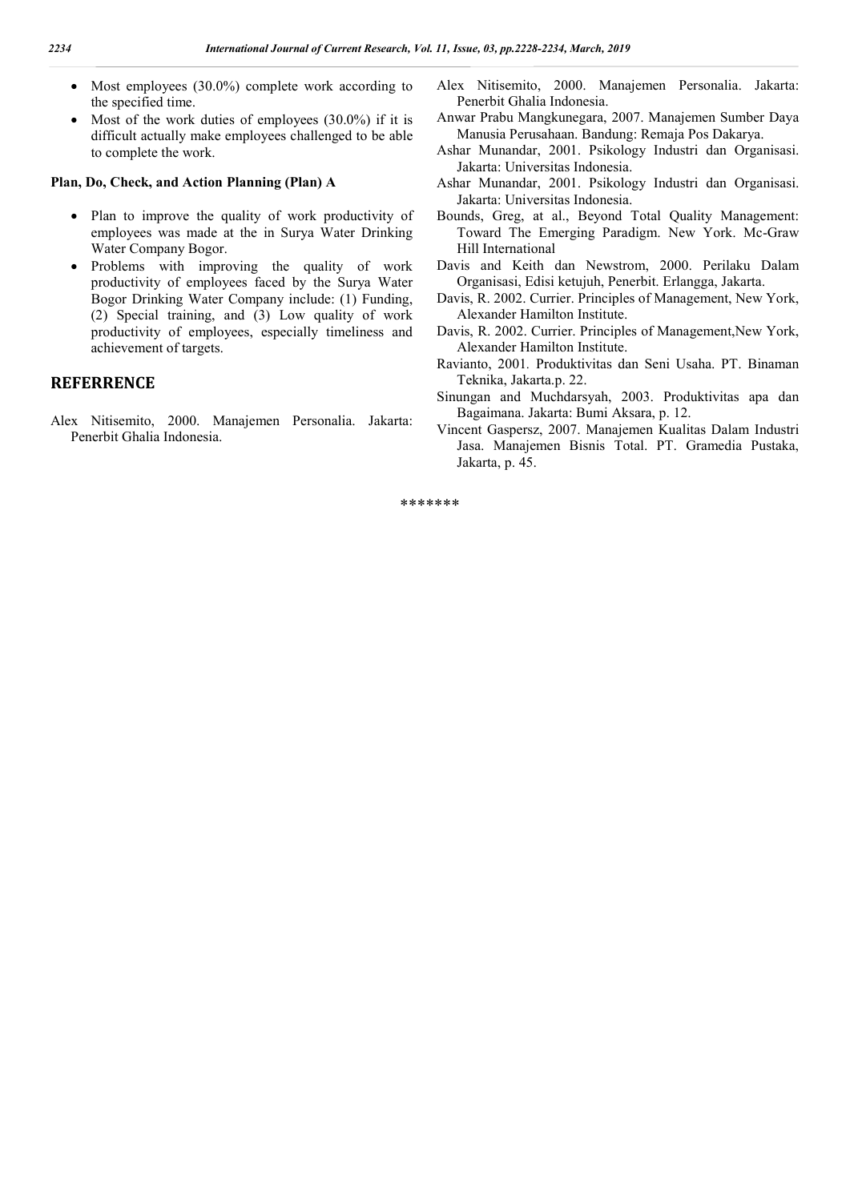- Most employees (30.0%) complete work according to the specified time.
- Most of the work duties of employees (30.0%) if it is difficult actually make employees challenged to be able to complete the work.

**Plan, Do, Check, and Action Planning (Plan) A**

- Plan to improve the quality of work productivity of employees was made at the in Surya Water Drinking Water Company Bogor.
- Problems with improving the quality of work productivity of employees faced by the Surya Water Bogor Drinking Water Company include: (1) Funding, (2) Special training, and (3) Low quality of work productivity of employees, especially timeliness and achievement of targets.

## REFERRENCE

Alex Nitisemito, 2000. Manajemen Personalia. Jakarta: Penerbit Ghalia Indonesia.

Alex Nitisemito, 2000. Manajemen Personalia. Jakarta: Penerbit Ghalia Indonesia.

Anwar Prabu Mangkunegara, 2007. Manajemen Sumber Daya Manusia Perusahaan. Bandung: Remaja Pos Dakarya.

Ashar Munandar, 2001. Psikology Industri dan Organisasi. Jakarta: Universitas Indonesia.

Ashar Munandar, 2001. Psikology Industri dan Organisasi. Jakarta: Universitas Indonesia.

Bounds, Greg, at al., Beyond Total Quality Management: Toward The Emerging Paradigm. New York. Mc-Graw Hill International

Davis and Keith dan Newstrom, 2000. Perilaku Dalam Organisasi, Edisi ketujuh, Penerbit. Erlangga, Jakarta.

Davis, R. 2002. Currier. Principles of Management, New York, Alexander Hamilton Institute.

Davis, R. 2002. Currier. Principles of Management,New York, Alexander Hamilton Institute.

Ravianto, 2001. Produktivitas dan Seni Usaha. PT. Binaman Teknika, Jakarta.p. 22.

Sinungan and Muchdarsyah, 2003. Produktivitas apa dan Bagaimana. Jakarta: Bumi Aksara, p. 12.

Vincent Gaspersz, 2007. Manajemen Kualitas Dalam Industri Jasa. Manajemen Bisnis Total. PT. Gramedia Pustaka, Jakarta, p. 45.

*******